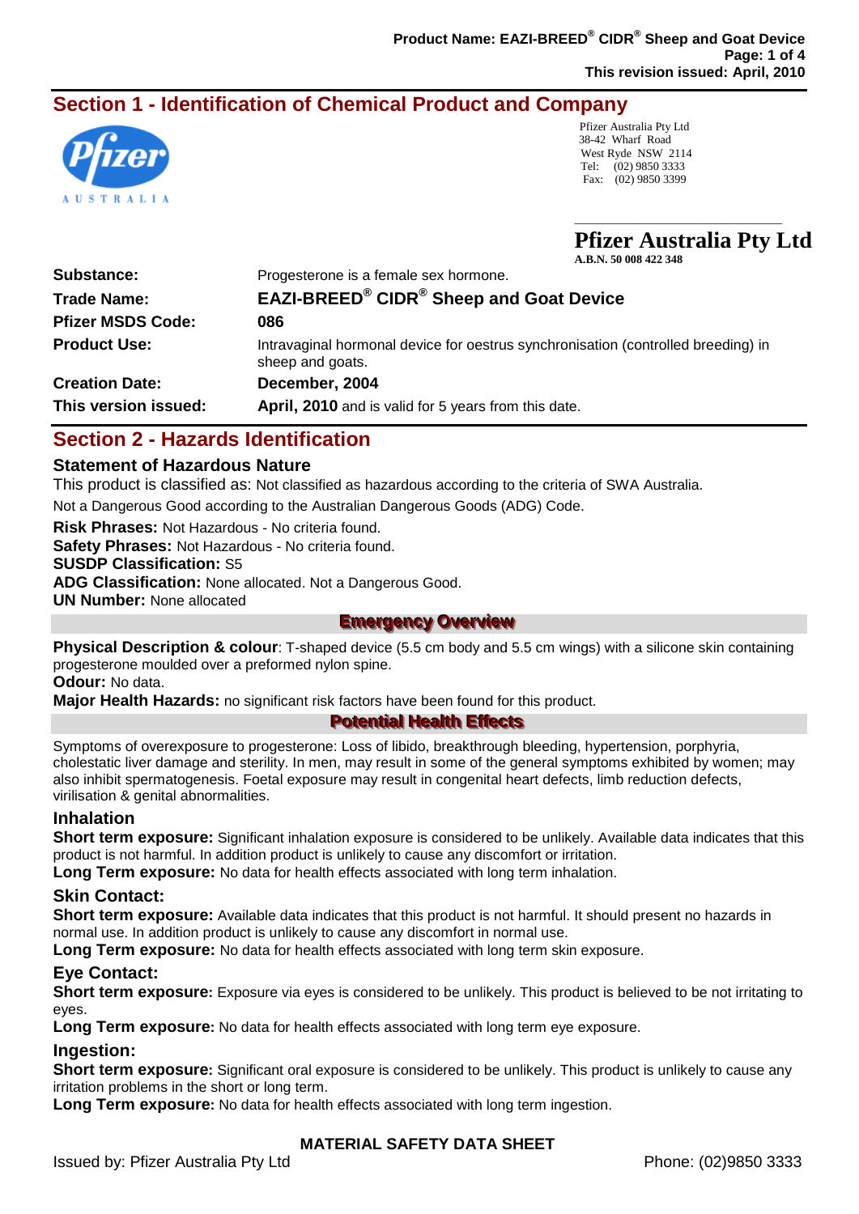## Section 1 - Identification of Chemical Product and Company

Pfizer Australia Pty Ltd
38-42 Wharf Road
West Ryde NSW 2114
Tel: (02) 9850 3333
Fax: (02) 9850 3399

**Pfizer Australia Pty Ltd**
A.B.N. 50 008 422 348

| | |
|---|---|
| **Substance:** | Progesterone is a female sex hormone. |
| **Trade Name:** | **EAZI-BREED® CIDR® Sheep and Goat Device** |
| **Pfizer MSDS Code:** | **086** |
| **Product Use:** | Intravaginal hormonal device for oestrus synchronisation (controlled breeding) in sheep and goats. |
| **Creation Date:** | **December, 2004** |
| **This version issued:** | **April, 2010** and is valid for 5 years from this date. |

## Section 2 - Hazards Identification

### Statement of Hazardous Nature

This product is classified as: Not classified as hazardous according to the criteria of SWA Australia.

Not a Dangerous Good according to the Australian Dangerous Goods (ADG) Code.

**Risk Phrases:** Not Hazardous - No criteria found.
**Safety Phrases:** Not Hazardous - No criteria found.
**SUSDP Classification:** S5
**ADG Classification:** None allocated. Not a Dangerous Good.
**UN Number:** None allocated

#### Emergency Overview

**Physical Description & colour**: T-shaped device (5.5 cm body and 5.5 cm wings) with a silicone skin containing progesterone moulded over a preformed nylon spine.
**Odour:** No data.
**Major Health Hazards:** no significant risk factors have been found for this product.

#### Potential Health Effects

Symptoms of overexposure to progesterone: Loss of libido, breakthrough bleeding, hypertension, porphyria, cholestatic liver damage and sterility. In men, may result in some of the general symptoms exhibited by women; may also inhibit spermatogenesis. Foetal exposure may result in congenital heart defects, limb reduction defects, virilisation & genital abnormalities.

### Inhalation

**Short term exposure:** Significant inhalation exposure is considered to be unlikely. Available data indicates that this product is not harmful. In addition product is unlikely to cause any discomfort or irritation.
**Long Term exposure:** No data for health effects associated with long term inhalation.

### Skin Contact:

**Short term exposure:** Available data indicates that this product is not harmful. It should present no hazards in normal use. In addition product is unlikely to cause any discomfort in normal use.
**Long Term exposure:** No data for health effects associated with long term skin exposure.

### Eye Contact:

**Short term exposure:** Exposure via eyes is considered to be unlikely. This product is believed to be not irritating to eyes.
**Long Term exposure:** No data for health effects associated with long term eye exposure.

### Ingestion:

**Short term exposure:** Significant oral exposure is considered to be unlikely. This product is unlikely to cause any irritation problems in the short or long term.
**Long Term exposure:** No data for health effects associated with long term ingestion.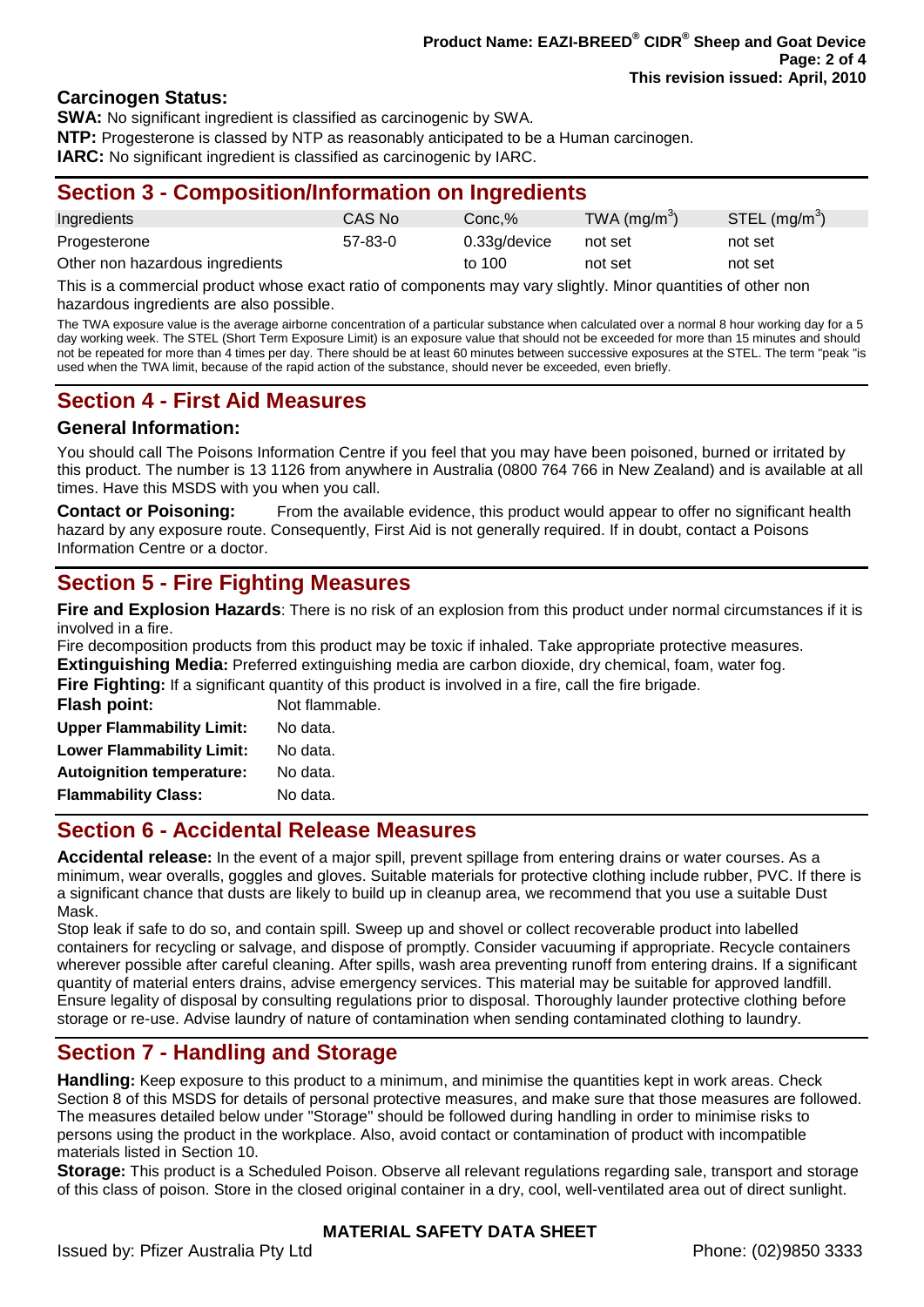### Carcinogen Status:

**SWA:** No significant ingredient is classified as carcinogenic by SWA.
**NTP:** Progesterone is classed by NTP as reasonably anticipated to be a Human carcinogen.
**IARC:** No significant ingredient is classified as carcinogenic by IARC.

## Section 3 - Composition/Information on Ingredients

| Ingredients | CAS No | Conc,% | TWA ($mg/m^3$) | STEL ($mg/m^3$) |
|---|---|---|---|---|
| Progesterone | 57-83-0 | 0.33g/device | not set | not set |
| Other non hazardous ingredients | | to 100 | not set | not set |

This is a commercial product whose exact ratio of components may vary slightly. Minor quantities of other non hazardous ingredients are also possible.

The TWA exposure value is the average airborne concentration of a particular substance when calculated over a normal 8 hour working day for a 5 day working week. The STEL (Short Term Exposure Limit) is an exposure value that should not be exceeded for more than 15 minutes and should not be repeated for more than 4 times per day. There should be at least 60 minutes between successive exposures at the STEL. The term "peak "is used when the TWA limit, because of the rapid action of the substance, should never be exceeded, even briefly.

## Section 4 - First Aid Measures

### General Information:

You should call The Poisons Information Centre if you feel that you may have been poisoned, burned or irritated by this product. The number is 13 1126 from anywhere in Australia (0800 764 766 in New Zealand) and is available at all times. Have this MSDS with you when you call.

**Contact or Poisoning:** From the available evidence, this product would appear to offer no significant health hazard by any exposure route. Consequently, First Aid is not generally required. If in doubt, contact a Poisons Information Centre or a doctor.

## Section 5 - Fire Fighting Measures

**Fire and Explosion Hazards**: There is no risk of an explosion from this product under normal circumstances if it is involved in a fire.
Fire decomposition products from this product may be toxic if inhaled. Take appropriate protective measures.
**Extinguishing Media:** Preferred extinguishing media are carbon dioxide, dry chemical, foam, water fog.
**Fire Fighting:** If a significant quantity of this product is involved in a fire, call the fire brigade.

**Flash point:** Not flammable.
**Upper Flammability Limit:** No data.
**Lower Flammability Limit:** No data.
**Autoignition temperature:** No data.
**Flammability Class:** No data.

## Section 6 - Accidental Release Measures

**Accidental release:** In the event of a major spill, prevent spillage from entering drains or water courses. As a minimum, wear overalls, goggles and gloves. Suitable materials for protective clothing include rubber, PVC. If there is a significant chance that dusts are likely to build up in cleanup area, we recommend that you use a suitable Dust Mask.
Stop leak if safe to do so, and contain spill. Sweep up and shovel or collect recoverable product into labelled containers for recycling or salvage, and dispose of promptly. Consider vacuuming if appropriate. Recycle containers wherever possible after careful cleaning. After spills, wash area preventing runoff from entering drains. If a significant quantity of material enters drains, advise emergency services. This material may be suitable for approved landfill. Ensure legality of disposal by consulting regulations prior to disposal. Thoroughly launder protective clothing before storage or re-use. Advise laundry of nature of contamination when sending contaminated clothing to laundry.

## Section 7 - Handling and Storage

**Handling:** Keep exposure to this product to a minimum, and minimise the quantities kept in work areas. Check Section 8 of this MSDS for details of personal protective measures, and make sure that those measures are followed. The measures detailed below under "Storage" should be followed during handling in order to minimise risks to persons using the product in the workplace. Also, avoid contact or contamination of product with incompatible materials listed in Section 10.

**Storage:** This product is a Scheduled Poison. Observe all relevant regulations regarding sale, transport and storage of this class of poison. Store in the closed original container in a dry, cool, well-ventilated area out of direct sunlight.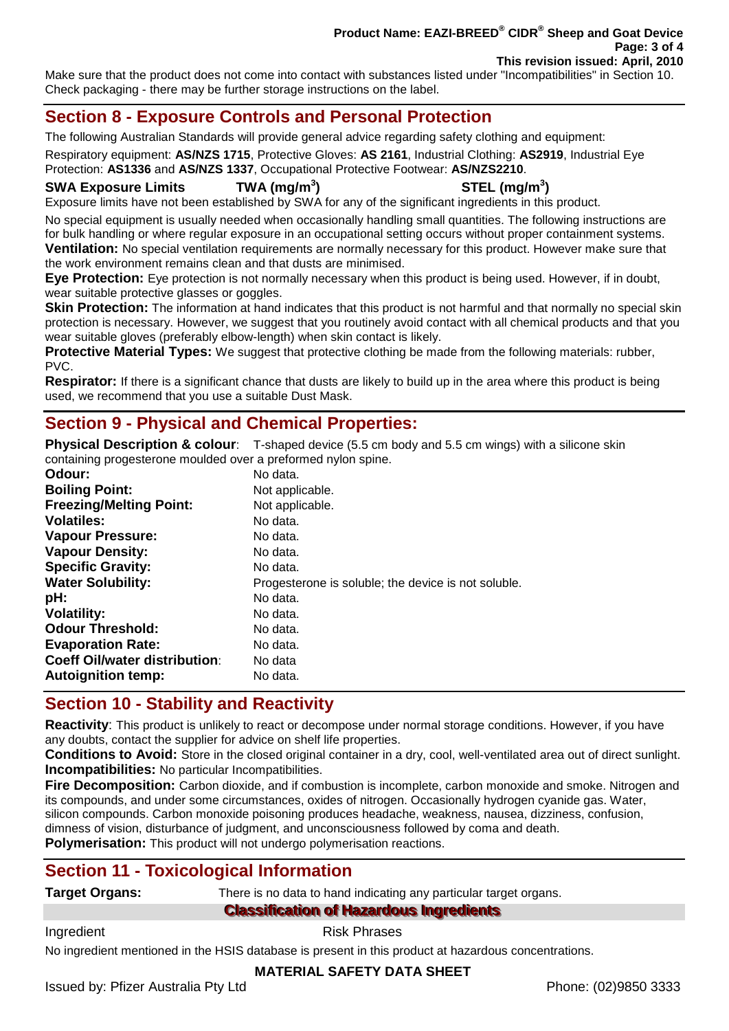Make sure that the product does not come into contact with substances listed under "Incompatibilities" in Section 10. Check packaging - there may be further storage instructions on the label.

## Section 8 - Exposure Controls and Personal Protection

The following Australian Standards will provide general advice regarding safety clothing and equipment:

Respiratory equipment: **AS/NZS 1715**, Protective Gloves: **AS 2161**, Industrial Clothing: **AS2919**, Industrial Eye Protection: **AS1336** and **AS/NZS 1337**, Occupational Protective Footwear: **AS/NZS2210**.

| SWA Exposure Limits | TWA ($mg/m^3$) | STEL ($mg/m^3$) |
|---|---|---|

Exposure limits have not been established by SWA for any of the significant ingredients in this product.

No special equipment is usually needed when occasionally handling small quantities. The following instructions are for bulk handling or where regular exposure in an occupational setting occurs without proper containment systems.

**Ventilation:** No special ventilation requirements are normally necessary for this product. However make sure that the work environment remains clean and that dusts are minimised.

**Eye Protection:** Eye protection is not normally necessary when this product is being used. However, if in doubt, wear suitable protective glasses or goggles.

**Skin Protection:** The information at hand indicates that this product is not harmful and that normally no special skin protection is necessary. However, we suggest that you routinely avoid contact with all chemical products and that you wear suitable gloves (preferably elbow-length) when skin contact is likely.

**Protective Material Types:** We suggest that protective clothing be made from the following materials: rubber, PVC.

**Respirator:** If there is a significant chance that dusts are likely to build up in the area where this product is being used, we recommend that you use a suitable Dust Mask.

## Section 9 - Physical and Chemical Properties:

**Physical Description & colour**: T-shaped device (5.5 cm body and 5.5 cm wings) with a silicone skin containing progesterone moulded over a preformed nylon spine.

| | |
|---|---|
| **Odour:** | No data. |
| **Boiling Point:** | Not applicable. |
| **Freezing/Melting Point:** | Not applicable. |
| **Volatiles:** | No data. |
| **Vapour Pressure:** | No data. |
| **Vapour Density:** | No data. |
| **Specific Gravity:** | No data. |
| **Water Solubility:** | Progesterone is soluble; the device is not soluble. |
| **pH:** | No data. |
| **Volatility:** | No data. |
| **Odour Threshold:** | No data. |
| **Evaporation Rate:** | No data. |
| **Coeff Oil/water distribution**: | No data |
| **Autoignition temp:** | No data. |

## Section 10 - Stability and Reactivity

**Reactivity**: This product is unlikely to react or decompose under normal storage conditions. However, if you have any doubts, contact the supplier for advice on shelf life properties.

**Conditions to Avoid:** Store in the closed original container in a dry, cool, well-ventilated area out of direct sunlight.

**Incompatibilities:** No particular Incompatibilities.

**Fire Decomposition:** Carbon dioxide, and if combustion is incomplete, carbon monoxide and smoke. Nitrogen and its compounds, and under some circumstances, oxides of nitrogen. Occasionally hydrogen cyanide gas. Water, silicon compounds. Carbon monoxide poisoning produces headache, weakness, nausea, dizziness, confusion, dimness of vision, disturbance of judgment, and unconsciousness followed by coma and death.

**Polymerisation:** This product will not undergo polymerisation reactions.

## Section 11 - Toxicological Information

**Target Organs:** There is no data to hand indicating any particular target organs.

**Classification of Hazardous Ingredients**

| Ingredient | Risk Phrases |
|---|---|

No ingredient mentioned in the HSIS database is present in this product at hazardous concentrations.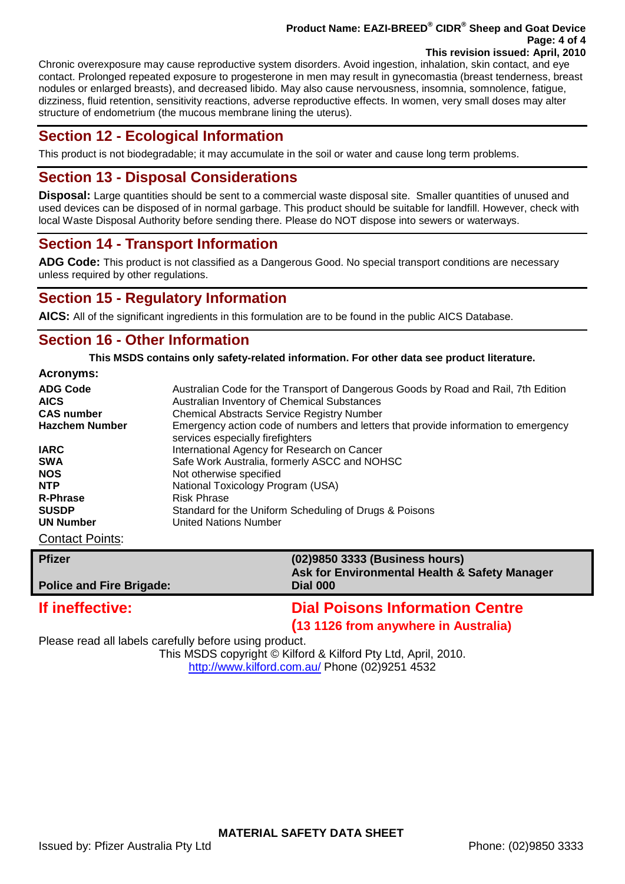Chronic overexposure may cause reproductive system disorders. Avoid ingestion, inhalation, skin contact, and eye contact. Prolonged repeated exposure to progesterone in men may result in gynecomastia (breast tenderness, breast nodules or enlarged breasts), and decreased libido. May also cause nervousness, insomnia, somnolence, fatigue, dizziness, fluid retention, sensitivity reactions, adverse reproductive effects. In women, very small doses may alter structure of endometrium (the mucous membrane lining the uterus).

## Section 12 - Ecological Information

This product is not biodegradable; it may accumulate in the soil or water and cause long term problems.

## Section 13 - Disposal Considerations

**Disposal:** Large quantities should be sent to a commercial waste disposal site. Smaller quantities of unused and used devices can be disposed of in normal garbage. This product should be suitable for landfill. However, check with local Waste Disposal Authority before sending there. Please do NOT dispose into sewers or waterways.

## Section 14 - Transport Information

**ADG Code:** This product is not classified as a Dangerous Good. No special transport conditions are necessary unless required by other regulations.

## Section 15 - Regulatory Information

**AICS:** All of the significant ingredients in this formulation are to be found in the public AICS Database.

## Section 16 - Other Information

**This MSDS contains only safety-related information. For other data see product literature.**

**Acronyms:**

| | |
|---|---|
| **ADG Code** | Australian Code for the Transport of Dangerous Goods by Road and Rail, 7th Edition |
| **AICS** | Australian Inventory of Chemical Substances |
| **CAS number** | Chemical Abstracts Service Registry Number |
| **Hazchem Number** | Emergency action code of numbers and letters that provide information to emergency services especially firefighters |
| **IARC** | International Agency for Research on Cancer |
| **SWA** | Safe Work Australia, formerly ASCC and NOHSC |
| **NOS** | Not otherwise specified |
| **NTP** | National Toxicology Program (USA) |
| **R-Phrase** | Risk Phrase |
| **SUSDP** | Standard for the Uniform Scheduling of Drugs & Poisons |
| **UN Number** | United Nations Number |

Contact Points:

| | |
|---|---|
| **Pfizer** | **(02)9850 3333 (Business hours)**<br>**Ask for Environmental Health & Safety Manager** |
| **Police and Fire Brigade:** | **Dial 000** |
| **If ineffective:** | **Dial Poisons Information Centre (13 1126 from anywhere in Australia)** |

Please read all labels carefully before using product.

This MSDS copyright © Kilford & Kilford Pty Ltd, April, 2010.

http://www.kilford.com.au/ Phone (02)9251 4532